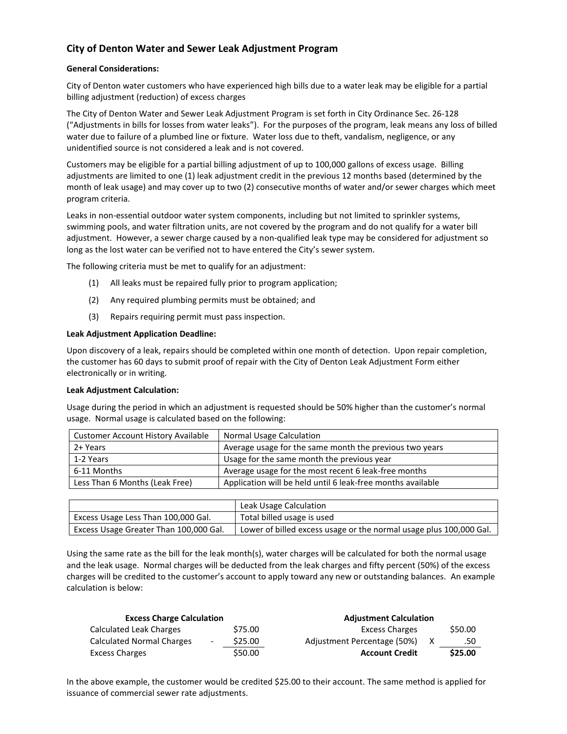# City of Denton Water and Sewer Leak Adjustment Program

**General Considerations:**

City of Denton water customers who have experienced high bills due to a water leak may be eligible for a partial billing adjustment (reduction) of excess charges

The City of Denton Water and Sewer Leak Adjustment Program is set forth in City Ordinance Sec. 26-128 ("Adjustments in bills for losses from water leaks"). For the purposes of the program, leak means any loss of billed water due to failure of a plumbed line or fixture. Water loss due to theft, vandalism, negligence, or any unidentified source is not considered a leak and is not covered.

Customers may be eligible for a partial billing adjustment of up to 100,000 gallons of excess usage. Billing adjustments are limited to one (1) leak adjustment credit in the previous 12 months based (determined by the month of leak usage) and may cover up to two (2) consecutive months of water and/or sewer charges which meet program criteria.

Leaks in non-essential outdoor water system components, including but not limited to sprinkler systems, swimming pools, and water filtration units, are not covered by the program and do not qualify for a water bill adjustment. However, a sewer charge caused by a non-qualified leak type may be considered for adjustment so long as the lost water can be verified not to have entered the City's sewer system.

The following criteria must be met to qualify for an adjustment:

(1) All leaks must be repaired fully prior to program application;

(2) Any required plumbing permits must be obtained; and

(3) Repairs requiring permit must pass inspection.

**Leak Adjustment Application Deadline:**

Upon discovery of a leak, repairs should be completed within one month of detection. Upon repair completion, the customer has 60 days to submit proof of repair with the City of Denton Leak Adjustment Form either electronically or in writing.

**Leak Adjustment Calculation:**

Usage during the period in which an adjustment is requested should be 50% higher than the customer's normal usage. Normal usage is calculated based on the following:

| Customer Account History Available | Normal Usage Calculation |
|---|---|
| 2+ Years | Average usage for the same month the previous two years |
| 1-2 Years | Usage for the same month the previous year |
| 6-11 Months | Average usage for the most recent 6 leak-free months |
| Less Than 6 Months (Leak Free) | Application will be held until 6 leak-free months available |

| | Leak Usage Calculation |
|---|---|
| Excess Usage Less Than 100,000 Gal. | Total billed usage is used |
| Excess Usage Greater Than 100,000 Gal. | Lower of billed excess usage or the normal usage plus 100,000 Gal. |

Using the same rate as the bill for the leak month(s), water charges will be calculated for both the normal usage and the leak usage. Normal charges will be deducted from the leak charges and fifty percent (50%) of the excess charges will be credited to the customer's account to apply toward any new or outstanding balances. An example calculation is below:

| **Excess Charge Calculation** | | |
|---|---|---|
| Calculated Leak Charges | | $75.00 |
| Calculated Normal Charges | - | $25.00 |
| Excess Charges | | $50.00 |

| **Adjustment Calculation** | | |
|---|---|---|
| Excess Charges | | $50.00 |
| Adjustment Percentage (50%) | X | .50 |
| **Account Credit** | | **$25.00** |

In the above example, the customer would be credited $25.00 to their account. The same method is applied for issuance of commercial sewer rate adjustments.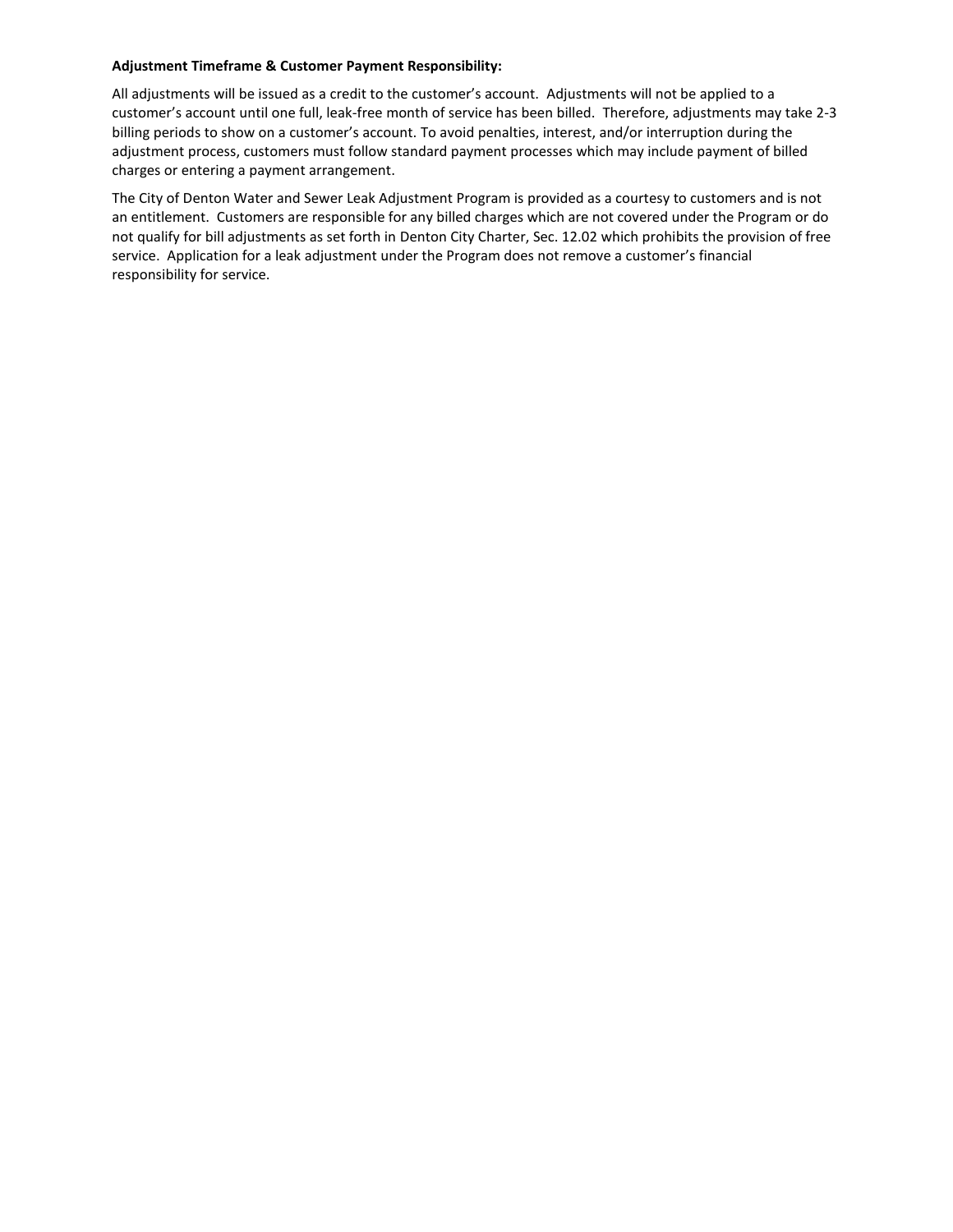**Adjustment Timeframe & Customer Payment Responsibility:**

All adjustments will be issued as a credit to the customer's account. Adjustments will not be applied to a customer's account until one full, leak-free month of service has been billed. Therefore, adjustments may take 2-3 billing periods to show on a customer's account. To avoid penalties, interest, and/or interruption during the adjustment process, customers must follow standard payment processes which may include payment of billed charges or entering a payment arrangement.

The City of Denton Water and Sewer Leak Adjustment Program is provided as a courtesy to customers and is not an entitlement. Customers are responsible for any billed charges which are not covered under the Program or do not qualify for bill adjustments as set forth in Denton City Charter, Sec. 12.02 which prohibits the provision of free service. Application for a leak adjustment under the Program does not remove a customer's financial responsibility for service.